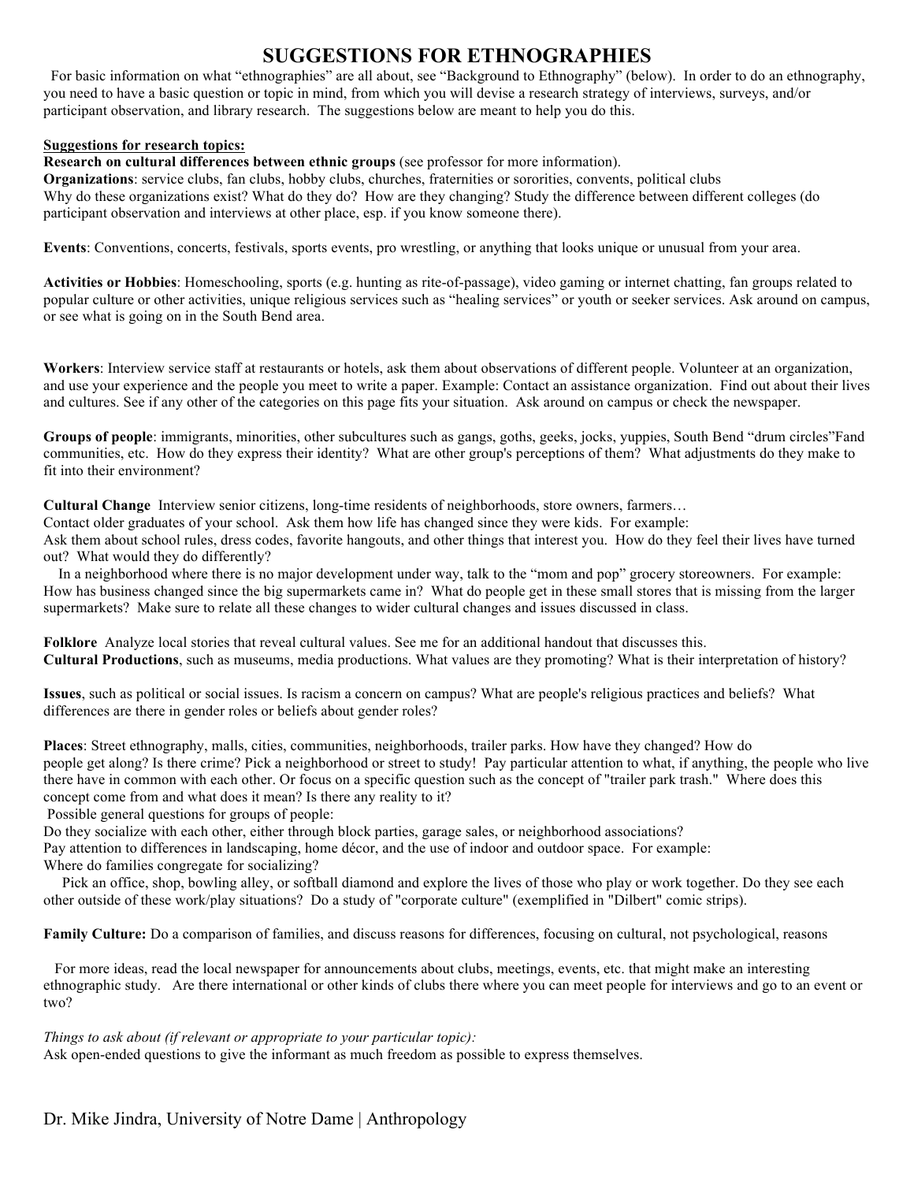# SUGGESTIONS FOR ETHNOGRAPHIES

For basic information on what "ethnographies" are all about, see "Background to Ethnography" (below). In order to do an ethnography, you need to have a basic question or topic in mind, from which you will devise a research strategy of interviews, surveys, and/or participant observation, and library research. The suggestions below are meant to help you do this.

**Suggestions for research topics:**

**Research on cultural differences between ethnic groups** (see professor for more information).

**Organizations**: service clubs, fan clubs, hobby clubs, churches, fraternities or sororities, convents, political clubs
Why do these organizations exist? What do they do? How are they changing? Study the difference between different colleges (do participant observation and interviews at other place, esp. if you know someone there).

**Events**: Conventions, concerts, festivals, sports events, pro wrestling, or anything that looks unique or unusual from your area.

**Activities or Hobbies**: Homeschooling, sports (e.g. hunting as rite-of-passage), video gaming or internet chatting, fan groups related to popular culture or other activities, unique religious services such as "healing services" or youth or seeker services. Ask around on campus, or see what is going on in the South Bend area.

**Workers**: Interview service staff at restaurants or hotels, ask them about observations of different people. Volunteer at an organization, and use your experience and the people you meet to write a paper. Example: Contact an assistance organization. Find out about their lives and cultures. See if any other of the categories on this page fits your situation. Ask around on campus or check the newspaper.

**Groups of people**: immigrants, minorities, other subcultures such as gangs, goths, geeks, jocks, yuppies, South Bend "drum circles"Fand communities, etc. How do they express their identity? What are other group's perceptions of them? What adjustments do they make to fit into their environment?

**Cultural Change** Interview senior citizens, long-time residents of neighborhoods, store owners, farmers…
Contact older graduates of your school. Ask them how life has changed since they were kids. For example:
Ask them about school rules, dress codes, favorite hangouts, and other things that interest you. How do they feel their lives have turned out? What would they do differently?

In a neighborhood where there is no major development under way, talk to the "mom and pop" grocery storeowners. For example: How has business changed since the big supermarkets came in? What do people get in these small stores that is missing from the larger supermarkets? Make sure to relate all these changes to wider cultural changes and issues discussed in class.

**Folklore** Analyze local stories that reveal cultural values. See me for an additional handout that discusses this.
**Cultural Productions**, such as museums, media productions. What values are they promoting? What is their interpretation of history?

**Issues**, such as political or social issues. Is racism a concern on campus? What are people's religious practices and beliefs? What differences are there in gender roles or beliefs about gender roles?

**Places**: Street ethnography, malls, cities, communities, neighborhoods, trailer parks. How have they changed? How do people get along? Is there crime? Pick a neighborhood or street to study! Pay particular attention to what, if anything, the people who live there have in common with each other. Or focus on a specific question such as the concept of "trailer park trash." Where does this concept come from and what does it mean? Is there any reality to it?
Possible general questions for groups of people:
Do they socialize with each other, either through block parties, garage sales, or neighborhood associations?
Pay attention to differences in landscaping, home décor, and the use of indoor and outdoor space. For example:
Where do families congregate for socializing?

Pick an office, shop, bowling alley, or softball diamond and explore the lives of those who play or work together. Do they see each other outside of these work/play situations? Do a study of "corporate culture" (exemplified in "Dilbert" comic strips).

**Family Culture:** Do a comparison of families, and discuss reasons for differences, focusing on cultural, not psychological, reasons

For more ideas, read the local newspaper for announcements about clubs, meetings, events, etc. that might make an interesting ethnographic study. Are there international or other kinds of clubs there where you can meet people for interviews and go to an event or two?

*Things to ask about (if relevant or appropriate to your particular topic):*
Ask open-ended questions to give the informant as much freedom as possible to express themselves.

Dr. Mike Jindra, University of Notre Dame | Anthropology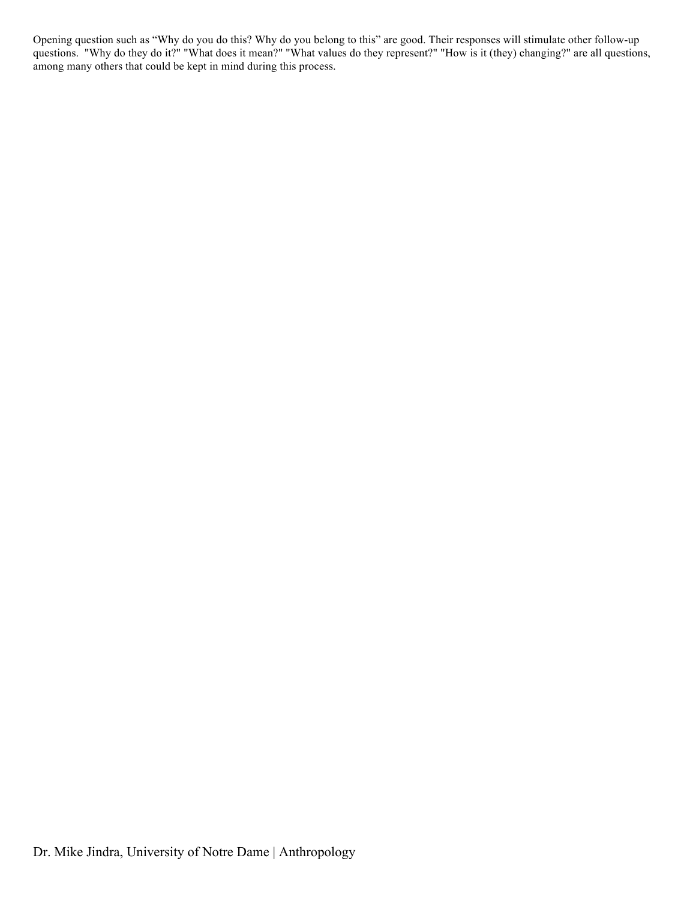Opening question such as "Why do you do this? Why do you belong to this" are good. Their responses will stimulate other follow-up questions. "Why do they do it?" "What does it mean?" "What values do they represent?" "How is it (they) changing?" are all questions, among many others that could be kept in mind during this process.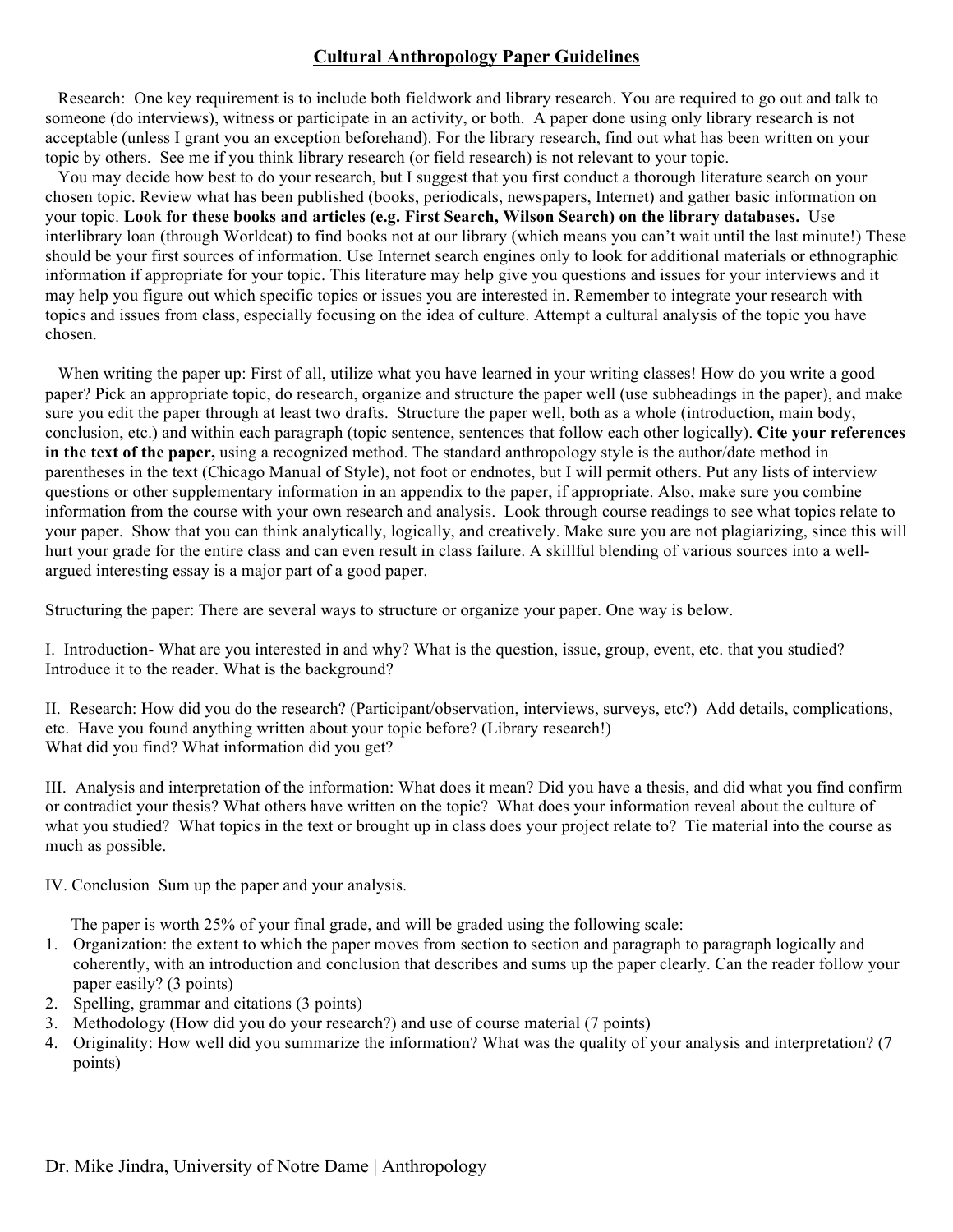# Cultural Anthropology Paper Guidelines

Research: One key requirement is to include both fieldwork and library research. You are required to go out and talk to someone (do interviews), witness or participate in an activity, or both. A paper done using only library research is not acceptable (unless I grant you an exception beforehand). For the library research, find out what has been written on your topic by others. See me if you think library research (or field research) is not relevant to your topic.

You may decide how best to do your research, but I suggest that you first conduct a thorough literature search on your chosen topic. Review what has been published (books, periodicals, newspapers, Internet) and gather basic information on your topic. **Look for these books and articles (e.g. First Search, Wilson Search) on the library databases.** Use interlibrary loan (through Worldcat) to find books not at our library (which means you can't wait until the last minute!) These should be your first sources of information. Use Internet search engines only to look for additional materials or ethnographic information if appropriate for your topic. This literature may help give you questions and issues for your interviews and it may help you figure out which specific topics or issues you are interested in. Remember to integrate your research with topics and issues from class, especially focusing on the idea of culture. Attempt a cultural analysis of the topic you have chosen.

When writing the paper up: First of all, utilize what you have learned in your writing classes! How do you write a good paper? Pick an appropriate topic, do research, organize and structure the paper well (use subheadings in the paper), and make sure you edit the paper through at least two drafts. Structure the paper well, both as a whole (introduction, main body, conclusion, etc.) and within each paragraph (topic sentence, sentences that follow each other logically). **Cite your references in the text of the paper,** using a recognized method. The standard anthropology style is the author/date method in parentheses in the text (Chicago Manual of Style), not foot or endnotes, but I will permit others. Put any lists of interview questions or other supplementary information in an appendix to the paper, if appropriate. Also, make sure you combine information from the course with your own research and analysis. Look through course readings to see what topics relate to your paper. Show that you can think analytically, logically, and creatively. Make sure you are not plagiarizing, since this will hurt your grade for the entire class and can even result in class failure. A skillful blending of various sources into a well-argued interesting essay is a major part of a good paper.

<u>Structuring the paper</u>: There are several ways to structure or organize your paper. One way is below.

I. Introduction- What are you interested in and why? What is the question, issue, group, event, etc. that you studied? Introduce it to the reader. What is the background?

II. Research: How did you do the research? (Participant/observation, interviews, surveys, etc?) Add details, complications, etc. Have you found anything written about your topic before? (Library research!)
What did you find? What information did you get?

III. Analysis and interpretation of the information: What does it mean? Did you have a thesis, and did what you find confirm or contradict your thesis? What others have written on the topic? What does your information reveal about the culture of what you studied? What topics in the text or brought up in class does your project relate to? Tie material into the course as much as possible.

IV. Conclusion Sum up the paper and your analysis.

The paper is worth 25% of your final grade, and will be graded using the following scale:

1. Organization: the extent to which the paper moves from section to section and paragraph to paragraph logically and coherently, with an introduction and conclusion that describes and sums up the paper clearly. Can the reader follow your paper easily? (3 points)
2. Spelling, grammar and citations (3 points)
3. Methodology (How did you do your research?) and use of course material (7 points)
4. Originality: How well did you summarize the information? What was the quality of your analysis and interpretation? (7 points)

Dr. Mike Jindra, University of Notre Dame | Anthropology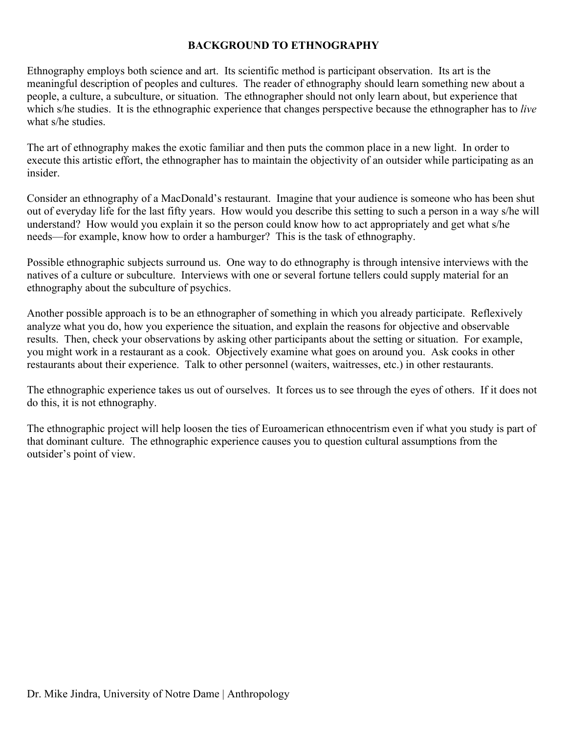# BACKGROUND TO ETHNOGRAPHY

Ethnography employs both science and art. Its scientific method is participant observation. Its art is the meaningful description of peoples and cultures. The reader of ethnography should learn something new about a people, a culture, a subculture, or situation. The ethnographer should not only learn about, but experience that which s/he studies. It is the ethnographic experience that changes perspective because the ethnographer has to *live* what s/he studies.

The art of ethnography makes the exotic familiar and then puts the common place in a new light. In order to execute this artistic effort, the ethnographer has to maintain the objectivity of an outsider while participating as an insider.

Consider an ethnography of a MacDonald's restaurant. Imagine that your audience is someone who has been shut out of everyday life for the last fifty years. How would you describe this setting to such a person in a way s/he will understand? How would you explain it so the person could know how to act appropriately and get what s/he needs—for example, know how to order a hamburger? This is the task of ethnography.

Possible ethnographic subjects surround us. One way to do ethnography is through intensive interviews with the natives of a culture or subculture. Interviews with one or several fortune tellers could supply material for an ethnography about the subculture of psychics.

Another possible approach is to be an ethnographer of something in which you already participate. Reflexively analyze what you do, how you experience the situation, and explain the reasons for objective and observable results. Then, check your observations by asking other participants about the setting or situation. For example, you might work in a restaurant as a cook. Objectively examine what goes on around you. Ask cooks in other restaurants about their experience. Talk to other personnel (waiters, waitresses, etc.) in other restaurants.

The ethnographic experience takes us out of ourselves. It forces us to see through the eyes of others. If it does not do this, it is not ethnography.

The ethnographic project will help loosen the ties of Euroamerican ethnocentrism even if what you study is part of that dominant culture. The ethnographic experience causes you to question cultural assumptions from the outsider's point of view.